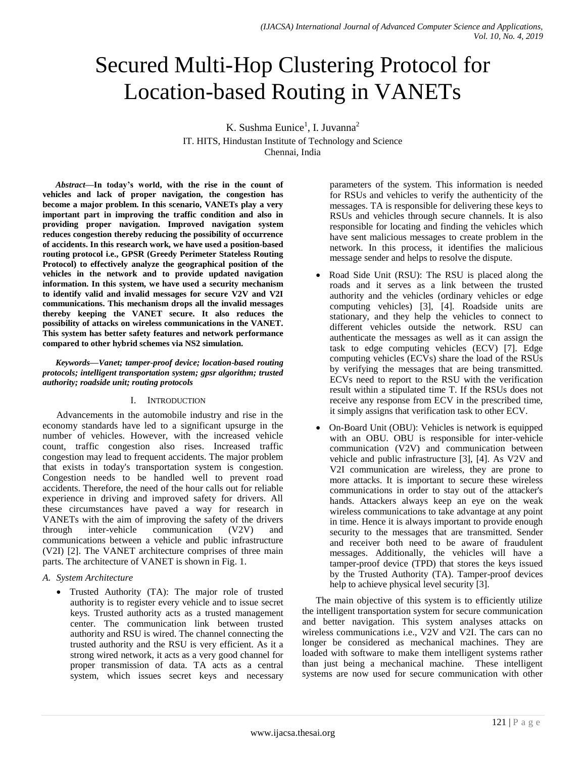# Secured Multi-Hop Clustering Protocol for Location-based Routing in VANETs

K. Sushma Eunice[1], I. Juvanna[2]

IT. HITS, Hindustan Institute of Technology and Science
Chennai, India

***Abstract*—In today's world, with the rise in the count of vehicles and lack of proper navigation, the congestion has become a major problem. In this scenario, VANETs play a very important part in improving the traffic condition and also in providing proper navigation. Improved navigation system reduces congestion thereby reducing the possibility of occurrence of accidents. In this research work, we have used a position-based routing protocol i.e., GPSR (Greedy Perimeter Stateless Routing Protocol) to effectively analyze the geographical position of the vehicles in the network and to provide updated navigation information. In this system, we have used a security mechanism to identify valid and invalid messages for secure V2V and V2I communications. This mechanism drops all the invalid messages thereby keeping the VANET secure. It also reduces the possibility of attacks on wireless communications in the VANET. This system has better safety features and network performance compared to other hybrid schemes via NS2 simulation.**

***Keywords*—*Vanet; tamper-proof device; location-based routing protocols; intelligent transportation system; gpsr algorithm; trusted authority; roadside unit; routing protocols***

## I. Introduction

Advancements in the automobile industry and rise in the economy standards have led to a significant upsurge in the number of vehicles. However, with the increased vehicle count, traffic congestion also rises. Increased traffic congestion may lead to frequent accidents. The major problem that exists in today's transportation system is congestion. Congestion needs to be handled well to prevent road accidents. Therefore, the need of the hour calls out for reliable experience in driving and improved safety for drivers. All these circumstances have paved a way for research in VANETs with the aim of improving the safety of the drivers through inter-vehicle communication (V2V) and communications between a vehicle and public infrastructure (V2I) [2]. The VANET architecture comprises of three main parts. The architecture of VANET is shown in Fig. 1.

### *A. System Architecture*

- Trusted Authority (TA): The major role of trusted authority is to register every vehicle and to issue secret keys. Trusted authority acts as a trusted management center. The communication link between trusted authority and RSU is wired. The channel connecting the trusted authority and the RSU is very efficient. As it a strong wired network, it acts as a very good channel for proper transmission of data. TA acts as a central system, which issues secret keys and necessary parameters of the system. This information is needed for RSUs and vehicles to verify the authenticity of the messages. TA is responsible for delivering these keys to RSUs and vehicles through secure channels. It is also responsible for locating and finding the vehicles which have sent malicious messages to create problem in the network. In this process, it identifies the malicious message sender and helps to resolve the dispute.
- Road Side Unit (RSU): The RSU is placed along the roads and it serves as a link between the trusted authority and the vehicles (ordinary vehicles or edge computing vehicles) [3], [4]. Roadside units are stationary, and they help the vehicles to connect to different vehicles outside the network. RSU can authenticate the messages as well as it can assign the task to edge computing vehicles (ECV) [7]. Edge computing vehicles (ECVs) share the load of the RSUs by verifying the messages that are being transmitted. ECVs need to report to the RSU with the verification result within a stipulated time T. If the RSUs does not receive any response from ECV in the prescribed time, it simply assigns that verification task to other ECV.
- On-Board Unit (OBU): Vehicles is network is equipped with an OBU. OBU is responsible for inter-vehicle communication (V2V) and communication between vehicle and public infrastructure [3], [4]. As V2V and V2I communication are wireless, they are prone to more attacks. It is important to secure these wireless communications in order to stay out of the attacker's hands. Attackers always keep an eye on the weak wireless communications to take advantage at any point in time. Hence it is always important to provide enough security to the messages that are transmitted. Sender and receiver both need to be aware of fraudulent messages. Additionally, the vehicles will have a tamper-proof device (TPD) that stores the keys issued by the Trusted Authority (TA). Tamper-proof devices help to achieve physical level security [3].

The main objective of this system is to efficiently utilize the intelligent transportation system for secure communication and better navigation. This system analyses attacks on wireless communications i.e., V2V and V2I. The cars can no longer be considered as mechanical machines. They are loaded with software to make them intelligent systems rather than just being a mechanical machine. These intelligent systems are now used for secure communication with other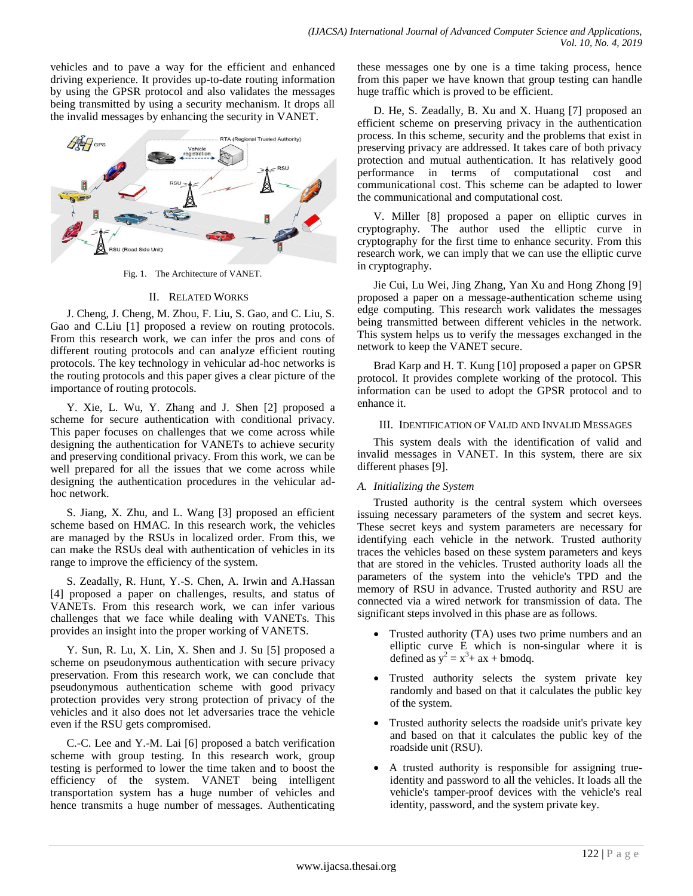vehicles and to pave a way for the efficient and enhanced driving experience. It provides up-to-date routing information by using the GPSR protocol and also validates the messages being transmitted by using a security mechanism. It drops all the invalid messages by enhancing the security in VANET.

Fig. 1. The Architecture of VANET.

## II. Related Works

J. Cheng, J. Cheng, M. Zhou, F. Liu, S. Gao, and C. Liu, S. Gao and C.Liu [1] proposed a review on routing protocols. From this research work, we can infer the pros and cons of different routing protocols and can analyze efficient routing protocols. The key technology in vehicular ad-hoc networks is the routing protocols and this paper gives a clear picture of the importance of routing protocols.

Y. Xie, L. Wu, Y. Zhang and J. Shen [2] proposed a scheme for secure authentication with conditional privacy. This paper focuses on challenges that we come across while designing the authentication for VANETs to achieve security and preserving conditional privacy. From this work, we can be well prepared for all the issues that we come across while designing the authentication procedures in the vehicular ad-hoc network.

S. Jiang, X. Zhu, and L. Wang [3] proposed an efficient scheme based on HMAC. In this research work, the vehicles are managed by the RSUs in localized order. From this, we can make the RSUs deal with authentication of vehicles in its range to improve the efficiency of the system.

S. Zeadally, R. Hunt, Y.-S. Chen, A. Irwin and A.Hassan [4] proposed a paper on challenges, results, and status of VANETs. From this research work, we can infer various challenges that we face while dealing with VANETs. This provides an insight into the proper working of VANETS.

Y. Sun, R. Lu, X. Lin, X. Shen and J. Su [5] proposed a scheme on pseudonymous authentication with secure privacy preservation. From this research work, we can conclude that pseudonymous authentication scheme with good privacy protection provides very strong protection of privacy of the vehicles and it also does not let adversaries trace the vehicle even if the RSU gets compromised.

C.-C. Lee and Y.-M. Lai [6] proposed a batch verification scheme with group testing. In this research work, group testing is performed to lower the time taken and to boost the efficiency of the system. VANET being intelligent transportation system has a huge number of vehicles and hence transmits a huge number of messages. Authenticating these messages one by one is a time taking process, hence from this paper we have known that group testing can handle huge traffic which is proved to be efficient.

D. He, S. Zeadally, B. Xu and X. Huang [7] proposed an efficient scheme on preserving privacy in the authentication process. In this scheme, security and the problems that exist in preserving privacy are addressed. It takes care of both privacy protection and mutual authentication. It has relatively good performance in terms of computational cost and communicational cost. This scheme can be adapted to lower the communicational and computational cost.

V. Miller [8] proposed a paper on elliptic curves in cryptography. The author used the elliptic curve in cryptography for the first time to enhance security. From this research work, we can imply that we can use the elliptic curve in cryptography.

Jie Cui, Lu Wei, Jing Zhang, Yan Xu and Hong Zhong [9] proposed a paper on a message-authentication scheme using edge computing. This research work validates the messages being transmitted between different vehicles in the network. This system helps us to verify the messages exchanged in the network to keep the VANET secure.

Brad Karp and H. T. Kung [10] proposed a paper on GPSR protocol. It provides complete working of the protocol. This information can be used to adopt the GPSR protocol and to enhance it.

## III. Identification of Valid and Invalid Messages

This system deals with the identification of valid and invalid messages in VANET. In this system, there are six different phases [9].

### *A. Initializing the System*

Trusted authority is the central system which oversees issuing necessary parameters of the system and secret keys. These secret keys and system parameters are necessary for identifying each vehicle in the network. Trusted authority traces the vehicles based on these system parameters and keys that are stored in the vehicles. Trusted authority loads all the parameters of the system into the vehicle's TPD and the memory of RSU in advance. Trusted authority and RSU are connected via a wired network for transmission of data. The significant steps involved in this phase are as follows.

- Trusted authority (TA) uses two prime numbers and an elliptic curve E which is non-singular where it is defined as $y^2 = x^3 + ax + b \bmod q$.
- Trusted authority selects the system private key randomly and based on that it calculates the public key of the system.
- Trusted authority selects the roadside unit's private key and based on that it calculates the public key of the roadside unit (RSU).
- A trusted authority is responsible for assigning true-identity and password to all the vehicles. It loads all the vehicle's tamper-proof devices with the vehicle's real identity, password, and the system private key.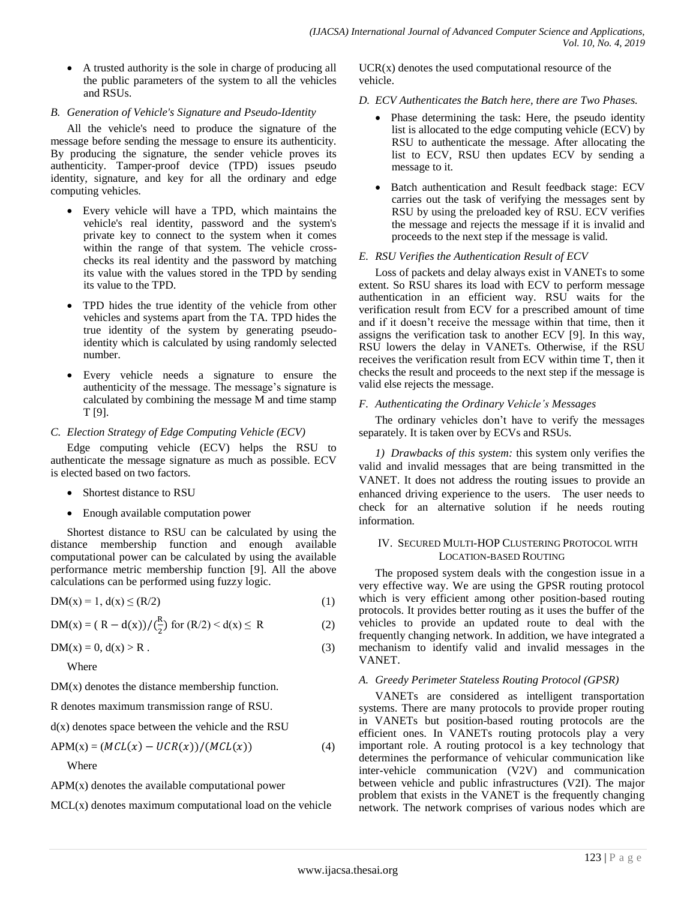- A trusted authority is the sole in charge of producing all the public parameters of the system to all the vehicles and RSUs.

### *B. Generation of Vehicle's Signature and Pseudo-Identity*

All the vehicle's need to produce the signature of the message before sending the message to ensure its authenticity. By producing the signature, the sender vehicle proves its authenticity. Tamper-proof device (TPD) issues pseudo identity, signature, and key for all the ordinary and edge computing vehicles.

- Every vehicle will have a TPD, which maintains the vehicle's real identity, password and the system's private key to connect to the system when it comes within the range of that system. The vehicle cross-checks its real identity and the password by matching its value with the values stored in the TPD by sending its value to the TPD.
- TPD hides the true identity of the vehicle from other vehicles and systems apart from the TA. TPD hides the true identity of the system by generating pseudo-identity which is calculated by using randomly selected number.
- Every vehicle needs a signature to ensure the authenticity of the message. The message's signature is calculated by combining the message M and time stamp T [9].

### *C. Election Strategy of Edge Computing Vehicle (ECV)*

Edge computing vehicle (ECV) helps the RSU to authenticate the message signature as much as possible. ECV is elected based on two factors.

- Shortest distance to RSU
- Enough available computation power

Shortest distance to RSU can be calculated by using the distance membership function and enough available computational power can be calculated by using the available performance metric membership function [9]. All the above calculations can be performed using fuzzy logic.

$$DM(x) = 1,\ d(x) \leq (R/2) \tag{1}$$

$$DM(x) = (R - d(x))/(\tfrac{R}{2}) \text{ for } (R/2) < d(x) \leq R \tag{2}$$

$$DM(x) = 0,\ d(x) > R\ . \tag{3}$$

Where

DM(x) denotes the distance membership function.

R denotes maximum transmission range of RSU.

d(x) denotes space between the vehicle and the RSU

$$APM(x) = (MCL(x) - UCR(x))/(MCL(x)) \tag{4}$$

Where

APM(x) denotes the available computational power

MCL(x) denotes maximum computational load on the vehicle

UCR(x) denotes the used computational resource of the vehicle.

### *D. ECV Authenticates the Batch here, there are Two Phases.*

- Phase determining the task: Here, the pseudo identity list is allocated to the edge computing vehicle (ECV) by RSU to authenticate the message. After allocating the list to ECV, RSU then updates ECV by sending a message to it.
- Batch authentication and Result feedback stage: ECV carries out the task of verifying the messages sent by RSU by using the preloaded key of RSU. ECV verifies the message and rejects the message if it is invalid and proceeds to the next step if the message is valid.

### *E. RSU Verifies the Authentication Result of ECV*

Loss of packets and delay always exist in VANETs to some extent. So RSU shares its load with ECV to perform message authentication in an efficient way. RSU waits for the verification result from ECV for a prescribed amount of time and if it doesn't receive the message within that time, then it assigns the verification task to another ECV [9]. In this way, RSU lowers the delay in VANETs. Otherwise, if the RSU receives the verification result from ECV within time T, then it checks the result and proceeds to the next step if the message is valid else rejects the message.

### *F. Authenticating the Ordinary Vehicle's Messages*

The ordinary vehicles don't have to verify the messages separately. It is taken over by ECVs and RSUs.

*1) Drawbacks of this system:* this system only verifies the valid and invalid messages that are being transmitted in the VANET. It does not address the routing issues to provide an enhanced driving experience to the users. The user needs to check for an alternative solution if he needs routing information.

## IV. Secured Multi-HOP Clustering Protocol with Location-based Routing

The proposed system deals with the congestion issue in a very effective way. We are using the GPSR routing protocol which is very efficient among other position-based routing protocols. It provides better routing as it uses the buffer of the vehicles to provide an updated route to deal with the frequently changing network. In addition, we have integrated a mechanism to identify valid and invalid messages in the VANET.

### *A. Greedy Perimeter Stateless Routing Protocol (GPSR)*

VANETs are considered as intelligent transportation systems. There are many protocols to provide proper routing in VANETs but position-based routing protocols are the efficient ones. In VANETs routing protocols play a very important role. A routing protocol is a key technology that determines the performance of vehicular communication like inter-vehicle communication (V2V) and communication between vehicle and public infrastructures (V2I). The major problem that exists in the VANET is the frequently changing network. The network comprises of various nodes which are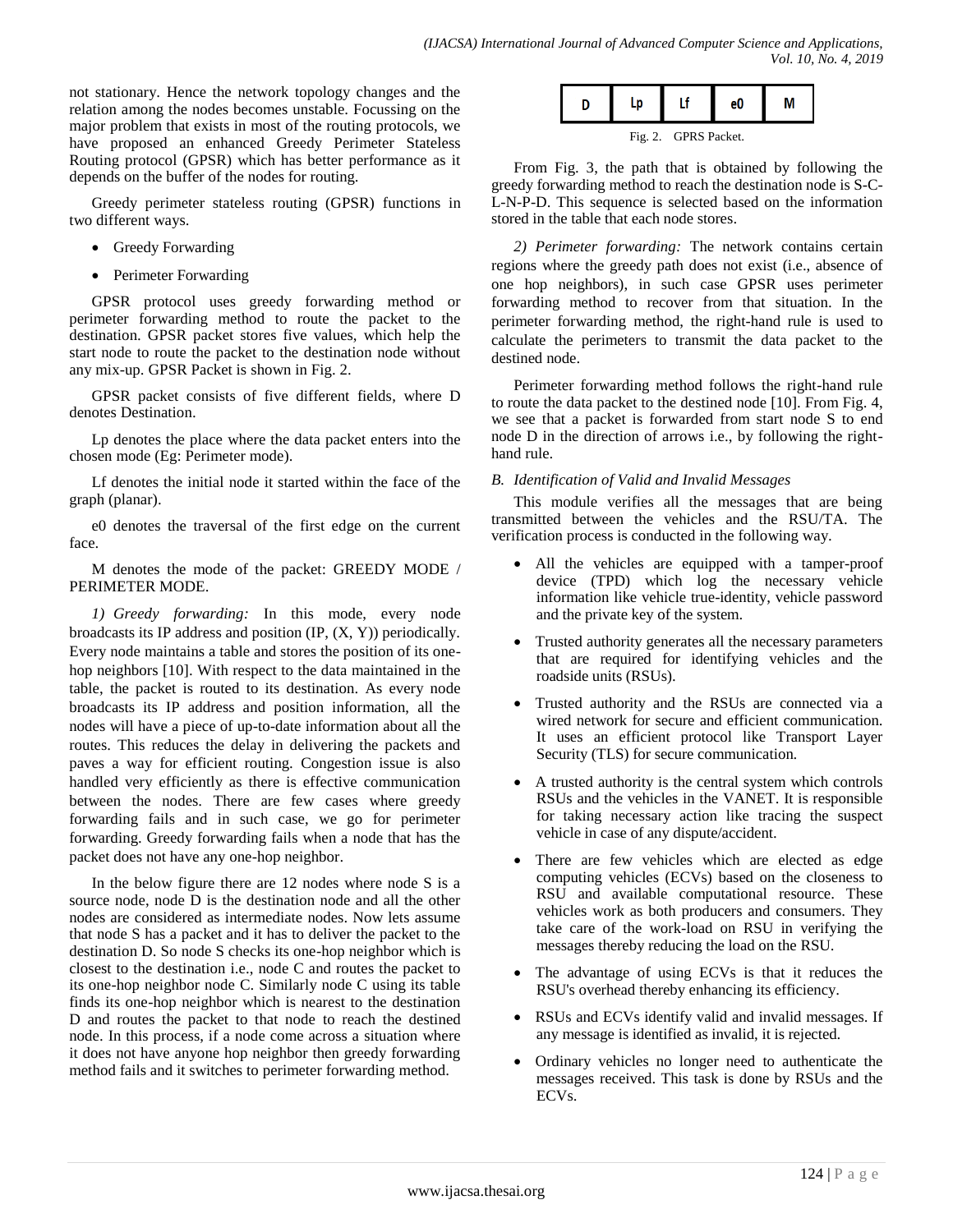not stationary. Hence the network topology changes and the relation among the nodes becomes unstable. Focussing on the major problem that exists in most of the routing protocols, we have proposed an enhanced Greedy Perimeter Stateless Routing protocol (GPSR) which has better performance as it depends on the buffer of the nodes for routing.

Greedy perimeter stateless routing (GPSR) functions in two different ways.

- Greedy Forwarding
- Perimeter Forwarding

GPSR protocol uses greedy forwarding method or perimeter forwarding method to route the packet to the destination. GPSR packet stores five values, which help the start node to route the packet to the destination node without any mix-up. GPSR Packet is shown in Fig. 2.

GPSR packet consists of five different fields, where D denotes Destination.

Lp denotes the place where the data packet enters into the chosen mode (Eg: Perimeter mode).

Lf denotes the initial node it started within the face of the graph (planar).

e0 denotes the traversal of the first edge on the current face.

M denotes the mode of the packet: GREEDY MODE / PERIMETER MODE.

*1) Greedy forwarding:* In this mode, every node broadcasts its IP address and position (IP, (X, Y)) periodically. Every node maintains a table and stores the position of its one-hop neighbors [10]. With respect to the data maintained in the table, the packet is routed to its destination. As every node broadcasts its IP address and position information, all the nodes will have a piece of up-to-date information about all the routes. This reduces the delay in delivering the packets and paves a way for efficient routing. Congestion issue is also handled very efficiently as there is effective communication between the nodes. There are few cases where greedy forwarding fails and in such case, we go for perimeter forwarding. Greedy forwarding fails when a node that has the packet does not have any one-hop neighbor.

In the below figure there are 12 nodes where node S is a source node, node D is the destination node and all the other nodes are considered as intermediate nodes. Now lets assume that node S has a packet and it has to deliver the packet to the destination D. So node S checks its one-hop neighbor which is closest to the destination i.e., node C and routes the packet to its one-hop neighbor node C. Similarly node C using its table finds its one-hop neighbor which is nearest to the destination D and routes the packet to that node to reach the destined node. In this process, if a node come across a situation where it does not have anyone hop neighbor then greedy forwarding method fails and it switches to perimeter forwarding method.

| D | Lp | Lf | e0 | M |
|---|---|---|---|---|

Fig. 2. GPRS Packet.

From Fig. 3, the path that is obtained by following the greedy forwarding method to reach the destination node is S-C-L-N-P-D. This sequence is selected based on the information stored in the table that each node stores.

*2) Perimeter forwarding:* The network contains certain regions where the greedy path does not exist (i.e., absence of one hop neighbors), in such case GPSR uses perimeter forwarding method to recover from that situation. In the perimeter forwarding method, the right-hand rule is used to calculate the perimeters to transmit the data packet to the destined node.

Perimeter forwarding method follows the right-hand rule to route the data packet to the destined node [10]. From Fig. 4, we see that a packet is forwarded from start node S to end node D in the direction of arrows i.e., by following the right-hand rule.

### *B. Identification of Valid and Invalid Messages*

This module verifies all the messages that are being transmitted between the vehicles and the RSU/TA. The verification process is conducted in the following way.

- All the vehicles are equipped with a tamper-proof device (TPD) which log the necessary vehicle information like vehicle true-identity, vehicle password and the private key of the system.
- Trusted authority generates all the necessary parameters that are required for identifying vehicles and the roadside units (RSUs).
- Trusted authority and the RSUs are connected via a wired network for secure and efficient communication. It uses an efficient protocol like Transport Layer Security (TLS) for secure communication.
- A trusted authority is the central system which controls RSUs and the vehicles in the VANET. It is responsible for taking necessary action like tracing the suspect vehicle in case of any dispute/accident.
- There are few vehicles which are elected as edge computing vehicles (ECVs) based on the closeness to RSU and available computational resource. These vehicles work as both producers and consumers. They take care of the work-load on RSU in verifying the messages thereby reducing the load on the RSU.
- The advantage of using ECVs is that it reduces the RSU's overhead thereby enhancing its efficiency.
- RSUs and ECVs identify valid and invalid messages. If any message is identified as invalid, it is rejected.
- Ordinary vehicles no longer need to authenticate the messages received. This task is done by RSUs and the ECVs.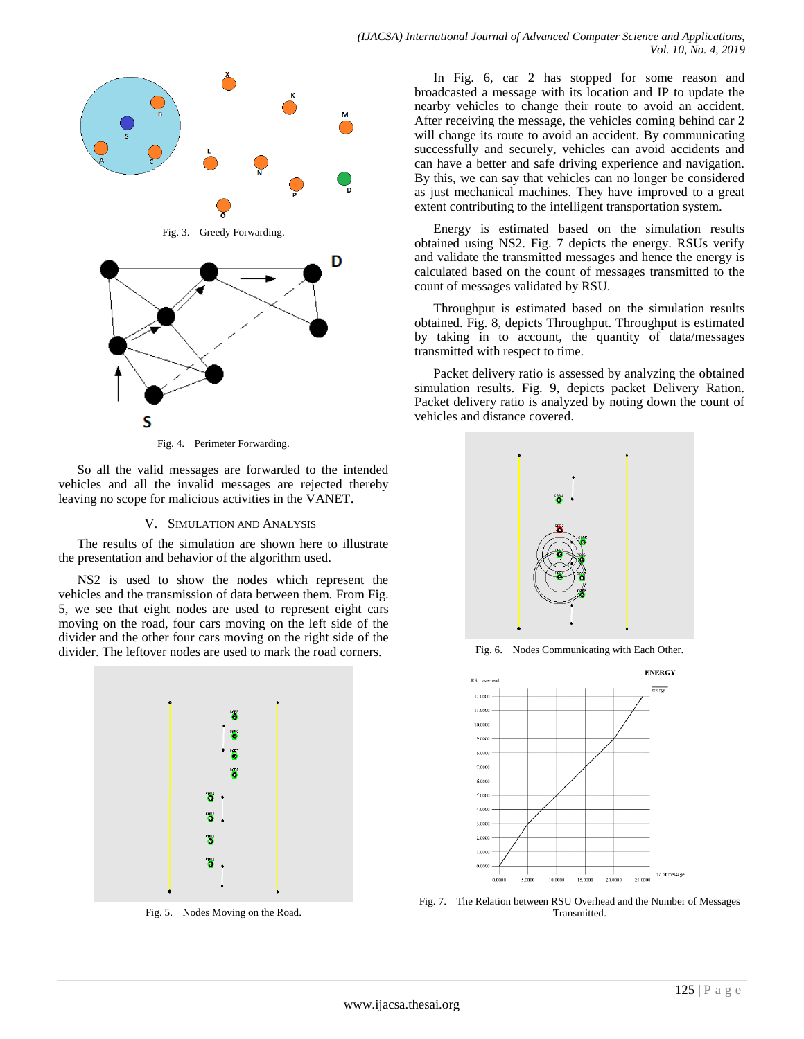Fig. 3. Greedy Forwarding.

Fig. 4. Perimeter Forwarding.

So all the valid messages are forwarded to the intended vehicles and all the invalid messages are rejected thereby leaving no scope for malicious activities in the VANET.

## V. Simulation and Analysis

The results of the simulation are shown here to illustrate the presentation and behavior of the algorithm used.

NS2 is used to show the nodes which represent the vehicles and the transmission of data between them. From Fig. 5, we see that eight nodes are used to represent eight cars moving on the road, four cars moving on the left side of the divider and the other four cars moving on the right side of the divider. The leftover nodes are used to mark the road corners.

Fig. 5. Nodes Moving on the Road.

In Fig. 6, car 2 has stopped for some reason and broadcasted a message with its location and IP to update the nearby vehicles to change their route to avoid an accident. After receiving the message, the vehicles coming behind car 2 will change its route to avoid an accident. By communicating successfully and securely, vehicles can avoid accidents and can have a better and safe driving experience and navigation. By this, we can say that vehicles can no longer be considered as just mechanical machines. They have improved to a great extent contributing to the intelligent transportation system.

Energy is estimated based on the simulation results obtained using NS2. Fig. 7 depicts the energy. RSUs verify and validate the transmitted messages and hence the energy is calculated based on the count of messages transmitted to the count of messages validated by RSU.

Throughput is estimated based on the simulation results obtained. Fig. 8, depicts Throughput. Throughput is estimated by taking in to account, the quantity of data/messages transmitted with respect to time.

Packet delivery ratio is assessed by analyzing the obtained simulation results. Fig. 9, depicts packet Delivery Ration. Packet delivery ratio is analyzed by noting down the count of vehicles and distance covered.

Fig. 6. Nodes Communicating with Each Other.

Fig. 7. The Relation between RSU Overhead and the Number of Messages Transmitted.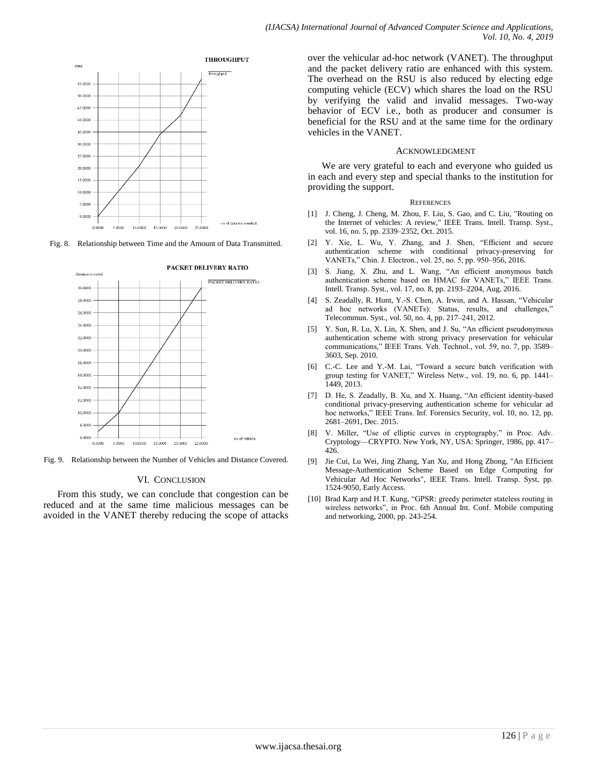THROUGHPUT

time

throughput

55.0000
50.0000
45.0000
40.0000
35.0000
30.0000
25.0000
20.0000
15.0000
10.0000
5.0000
0.0000

0.0000 5.0000 10.0000 15.0000 20.0000 25.0000

no of data transmitted

Fig. 8. Relationship between Time and the Amount of Data Transmitted.

PACKET DELIVERY RATIO

distance covered

PACKET DELIVERY RATIO

30.0000
28.0000
26.0000
24.0000
22.0000
20.0000
18.0000
16.0000
14.0000
12.0000
10.0000
8.0000
6.0000

0.0000 5.0000 10.0000 15.0000 20.0000 25.0000

no of vehicle

Fig. 9. Relationship between the Number of Vehicles and Distance Covered.

## VI. Conclusion

From this study, we can conclude that congestion can be reduced and at the same time malicious messages can be avoided in the VANET thereby reducing the scope of attacks over the vehicular ad-hoc network (VANET). The throughput and the packet delivery ratio are enhanced with this system. The overhead on the RSU is also reduced by electing edge computing vehicle (ECV) which shares the load on the RSU by verifying the valid and invalid messages. Two-way behavior of ECV i.e., both as producer and consumer is beneficial for the RSU and at the same time for the ordinary vehicles in the VANET.

## Acknowledgment

We are very grateful to each and everyone who guided us in each and every step and special thanks to the institution for providing the support.

## References

[1] J. Cheng, J. Cheng, M. Zhou, F. Liu, S. Gao, and C. Liu, "Routing on the Internet of vehicles: A review," IEEE Trans. Intell. Transp. Syst., vol. 16, no. 5, pp. 2339–2352, Oct. 2015.

[2] Y. Xie, L. Wu, Y. Zhang, and J. Shen, "Efficient and secure authentication scheme with conditional privacy-preserving for VANETs," Chin. J. Electron., vol. 25, no. 5, pp. 950–956, 2016.

[3] S. Jiang, X. Zhu, and L. Wang, "An efficient anonymous batch authentication scheme based on HMAC for VANETs," IEEE Trans. Intell. Transp. Syst., vol. 17, no. 8, pp. 2193–2204, Aug. 2016.

[4] S. Zeadally, R. Hunt, Y.-S. Chen, A. Irwin, and A. Hassan, "Vehicular ad hoc networks (VANETs): Status, results, and challenges," Telecommun. Syst., vol. 50, no. 4, pp. 217–241, 2012.

[5] Y. Sun, R. Lu, X. Lin, X. Shen, and J. Su, "An efficient pseudonymous authentication scheme with strong privacy preservation for vehicular communications," IEEE Trans. Veh. Technol., vol. 59, no. 7, pp. 3589–3603, Sep. 2010.

[6] C.-C. Lee and Y.-M. Lai, "Toward a secure batch verification with group testing for VANET," Wireless Netw., vol. 19, no. 6, pp. 1441–1449, 2013.

[7] D. He, S. Zeadally, B. Xu, and X. Huang, "An efficient identity-based conditional privacy-preserving authentication scheme for vehicular ad hoc networks," IEEE Trans. Inf. Forensics Security, vol. 10, no. 12, pp. 2681–2691, Dec. 2015.

[8] V. Miller, "Use of elliptic curves in cryptography," in Proc. Adv. Cryptology—CRYPTO. New York, NY, USA: Springer, 1986, pp. 417–426.

[9] Jie Cui, Lu Wei, Jing Zhang, Yan Xu, and Hong Zhong, "An Efficient Message-Authentication Scheme Based on Edge Computing for Vehicular Ad Hoc Networks", IEEE Trans. Intell. Transp. Syst, pp. 1524-9050, Early Access.

[10] Brad Karp and H.T. Kung, "GPSR: greedy perimeter stateless routing in wireless networks", in Proc. 6th Annual Int. Conf. Mobile computing and networking, 2000, pp. 243-254.